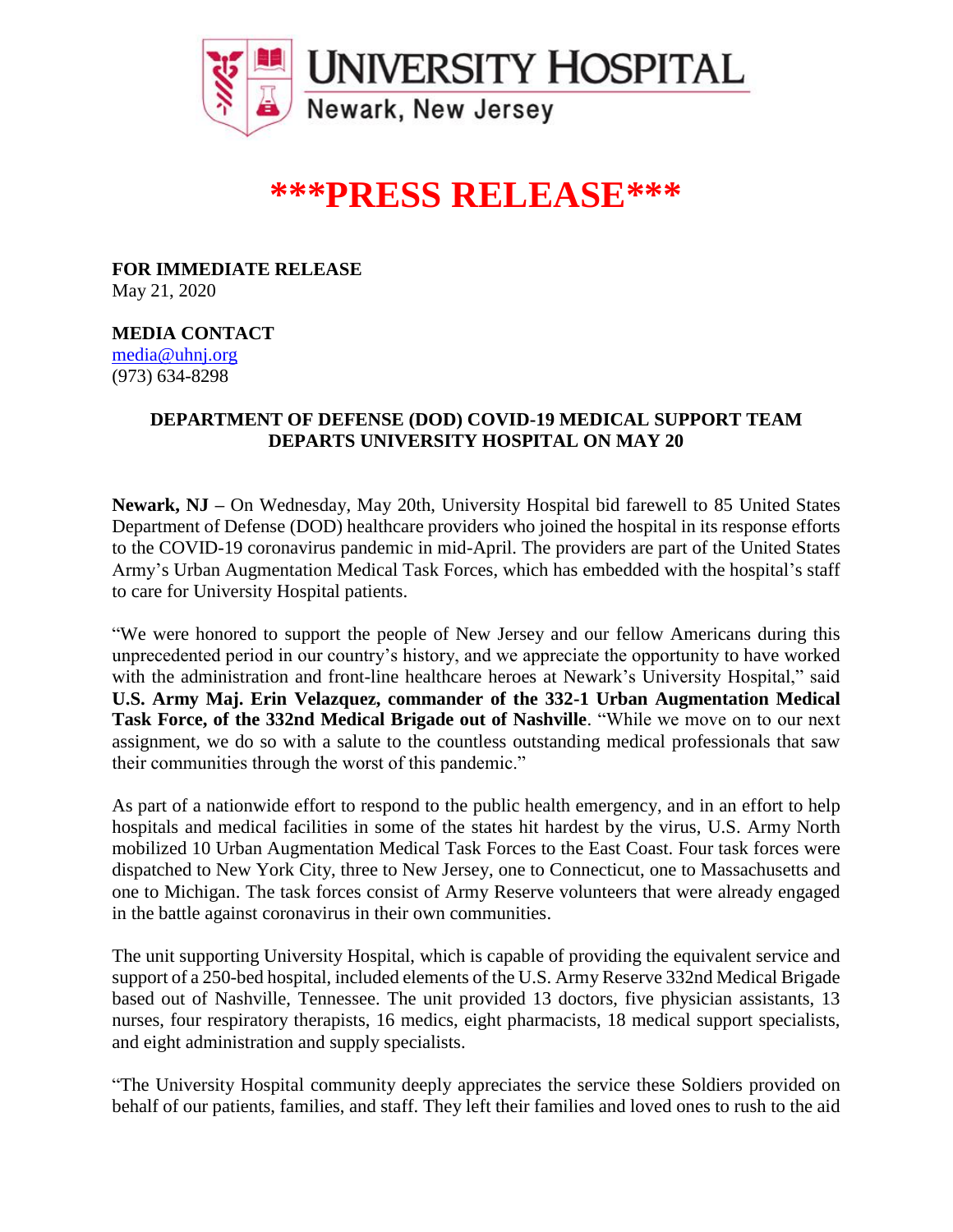UNIVERSITY HOSPITAL
Newark, New Jersey

# \*\*\*PRESS RELEASE\*\*\*

**FOR IMMEDIATE RELEASE**
May 21, 2020

**MEDIA CONTACT**
media@uhnj.org
(973) 634-8298

## DEPARTMENT OF DEFENSE (DOD) COVID-19 MEDICAL SUPPORT TEAM DEPARTS UNIVERSITY HOSPITAL ON MAY 20

**Newark, NJ –** On Wednesday, May 20th, University Hospital bid farewell to 85 United States Department of Defense (DOD) healthcare providers who joined the hospital in its response efforts to the COVID-19 coronavirus pandemic in mid-April. The providers are part of the United States Army's Urban Augmentation Medical Task Forces, which has embedded with the hospital's staff to care for University Hospital patients.

"We were honored to support the people of New Jersey and our fellow Americans during this unprecedented period in our country's history, and we appreciate the opportunity to have worked with the administration and front-line healthcare heroes at Newark's University Hospital," said **U.S. Army Maj. Erin Velazquez, commander of the 332-1 Urban Augmentation Medical Task Force, of the 332nd Medical Brigade out of Nashville**. "While we move on to our next assignment, we do so with a salute to the countless outstanding medical professionals that saw their communities through the worst of this pandemic."

As part of a nationwide effort to respond to the public health emergency, and in an effort to help hospitals and medical facilities in some of the states hit hardest by the virus, U.S. Army North mobilized 10 Urban Augmentation Medical Task Forces to the East Coast. Four task forces were dispatched to New York City, three to New Jersey, one to Connecticut, one to Massachusetts and one to Michigan. The task forces consist of Army Reserve volunteers that were already engaged in the battle against coronavirus in their own communities.

The unit supporting University Hospital, which is capable of providing the equivalent service and support of a 250-bed hospital, included elements of the U.S. Army Reserve 332nd Medical Brigade based out of Nashville, Tennessee. The unit provided 13 doctors, five physician assistants, 13 nurses, four respiratory therapists, 16 medics, eight pharmacists, 18 medical support specialists, and eight administration and supply specialists.

"The University Hospital community deeply appreciates the service these Soldiers provided on behalf of our patients, families, and staff. They left their families and loved ones to rush to the aid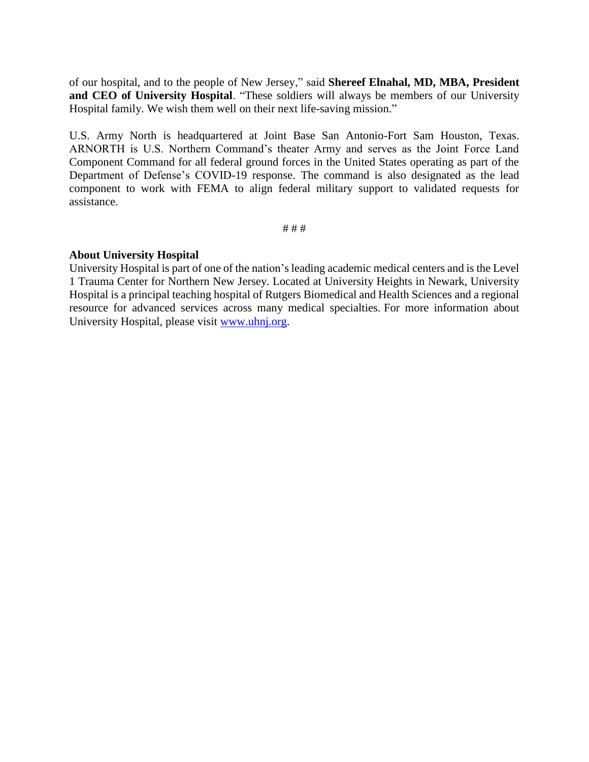of our hospital, and to the people of New Jersey," said **Shereef Elnahal, MD, MBA, President and CEO of University Hospital**. "These soldiers will always be members of our University Hospital family. We wish them well on their next life-saving mission."

U.S. Army North is headquartered at Joint Base San Antonio-Fort Sam Houston, Texas. ARNORTH is U.S. Northern Command's theater Army and serves as the Joint Force Land Component Command for all federal ground forces in the United States operating as part of the Department of Defense's COVID-19 response. The command is also designated as the lead component to work with FEMA to align federal military support to validated requests for assistance.

# # #

**About University Hospital**
University Hospital is part of one of the nation's leading academic medical centers and is the Level 1 Trauma Center for Northern New Jersey. Located at University Heights in Newark, University Hospital is a principal teaching hospital of Rutgers Biomedical and Health Sciences and a regional resource for advanced services across many medical specialties. For more information about University Hospital, please visit [www.uhnj.org](www.uhnj.org).